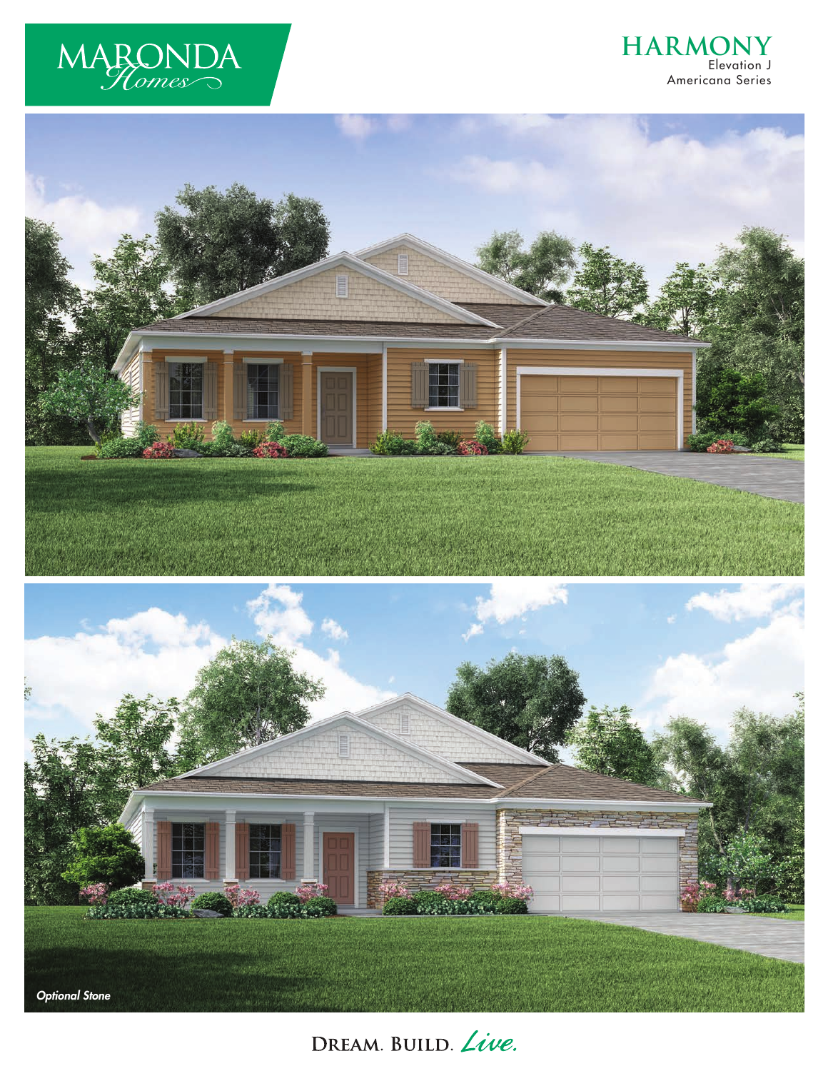MARONDA Homes

# HARMONY

Elevation J
Americana Series

*Optional Stone*

DREAM. BUILD. *Live.*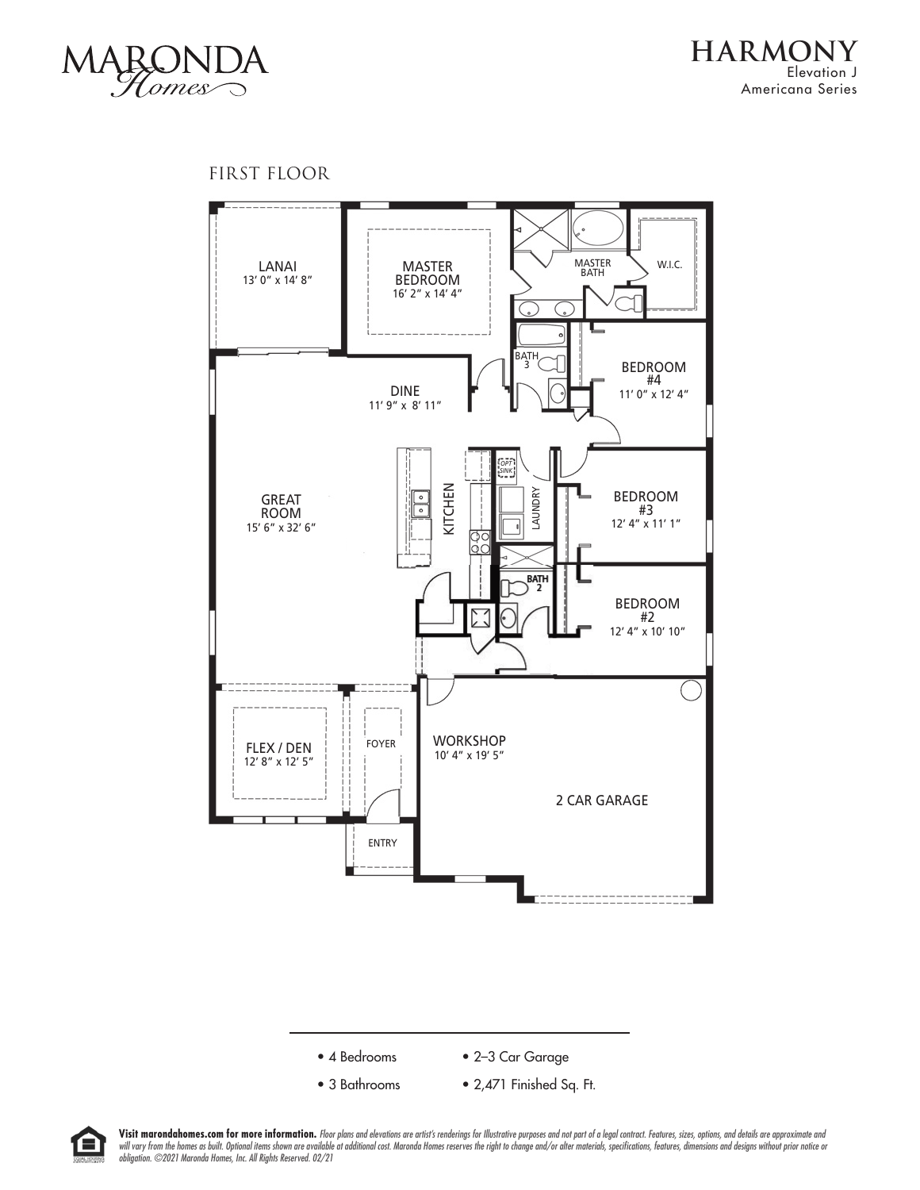MARONDA Homes

# HARMONY

Elevation J
Americana Series

## FIRST FLOOR

LANAI
13' 0" x 14' 8"

MASTER BEDROOM
16' 2" x 14' 4"

MASTER BATH

W.I.C.

BATH 3

BEDROOM #4
11' 0" x 12' 4"

DINE
11' 9" x 8' 11"

GREAT ROOM
15' 6" x 32' 6"

KITCHEN

OPT SINK

LAUNDRY

BEDROOM #3
12' 4" x 11' 1"

BATH 2

BEDROOM #2
12' 4" x 10' 10"

FLEX / DEN
12' 8" x 12' 5"

FOYER

WORKSHOP
10' 4" x 19' 5"

2 CAR GARAGE

ENTRY

- 4 Bedrooms
- 3 Bathrooms
- 2–3 Car Garage
- 2,471 Finished Sq. Ft.

**Visit marondahomes.com for more information.** *Floor plans and elevations are artist's renderings for Illustrative purposes and not part of a legal contract. Features, sizes, options, and details are approximate and will vary from the homes as built. Optional items shown are available at additional cost. Maronda Homes reserves the right to change and/or alter materials, specifications, features, dimensions and designs without prior notice or obligation. ©2021 Maronda Homes, Inc. All Rights Reserved. 02/21*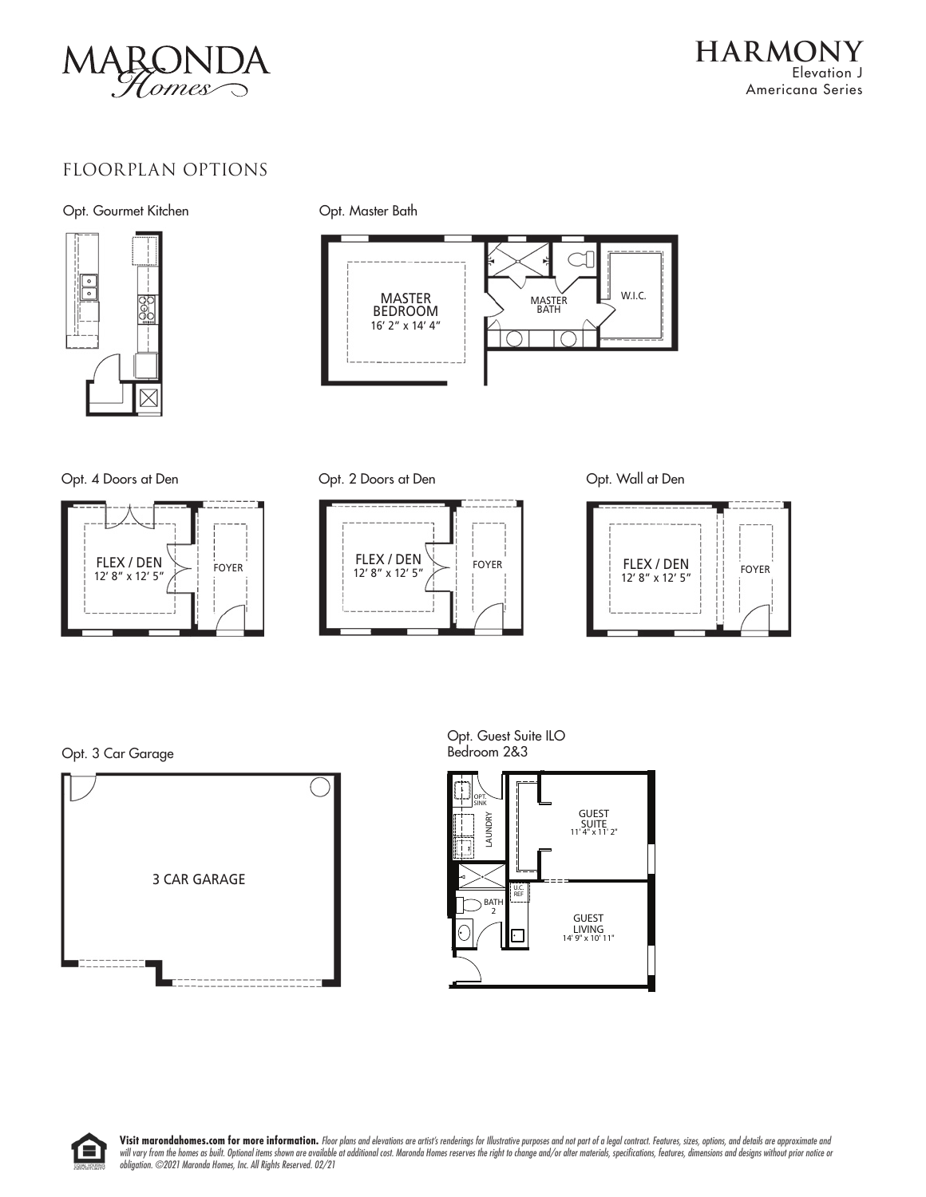MARONDA Homes

# HARMONY

Elevation J
Americana Series

## FLOORPLAN OPTIONS

Opt. Gourmet Kitchen

Opt. Master Bath

MASTER BEDROOM
16' 2" x 14' 4"

MASTER BATH

W.I.C.

Opt. 4 Doors at Den

FLEX / DEN
12' 8" x 12' 5"

FOYER

Opt. 2 Doors at Den

FLEX / DEN
12' 8" x 12' 5"

FOYER

Opt. Wall at Den

FLEX / DEN
12' 8" x 12' 5"

FOYER

Opt. 3 Car Garage

3 CAR GARAGE

Opt. Guest Suite ILO Bedroom 2&3

OPT. SINK

LAUNDRY

GUEST SUITE
11' 4" x 11' 2"

U.C. REF

BATH 2

GUEST LIVING
14' 9" x 10' 11"

**Visit marondahomes.com for more information.** *Floor plans and elevations are artist's renderings for Illustrative purposes and not part of a legal contract. Features, sizes, options, and details are approximate and will vary from the homes as built. Optional items shown are available at additional cost. Maronda Homes reserves the right to change and/or alter materials, specifications, features, dimensions and designs without prior notice or obligation. ©2021 Maronda Homes, Inc. All Rights Reserved. 02/21*